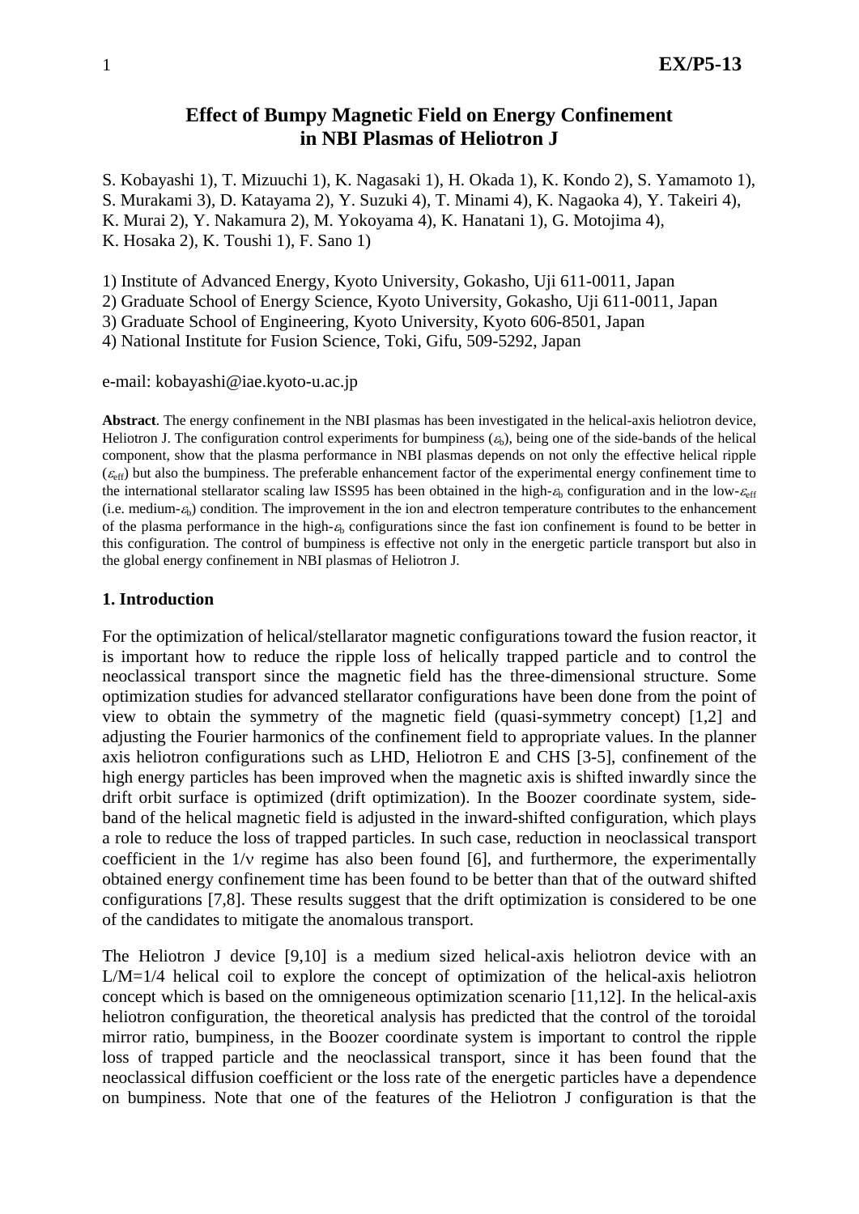# Effect of Bumpy Magnetic Field on Energy Confinement in NBI Plasmas of Heliotron J

S. Kobayashi 1), T. Mizuuchi 1), K. Nagasaki 1), H. Okada 1), K. Kondo 2), S. Yamamoto 1), S. Murakami 3), D. Katayama 2), Y. Suzuki 4), T. Minami 4), K. Nagaoka 4), Y. Takeiri 4), K. Murai 2), Y. Nakamura 2), M. Yokoyama 4), K. Hanatani 1), G. Motojima 4), K. Hosaka 2), K. Toushi 1), F. Sano 1)

1) Institute of Advanced Energy, Kyoto University, Gokasho, Uji 611-0011, Japan
2) Graduate School of Energy Science, Kyoto University, Gokasho, Uji 611-0011, Japan
3) Graduate School of Engineering, Kyoto University, Kyoto 606-8501, Japan
4) National Institute for Fusion Science, Toki, Gifu, 509-5292, Japan

e-mail: kobayashi@iae.kyoto-u.ac.jp

**Abstract**. The energy confinement in the NBI plasmas has been investigated in the helical-axis heliotron device, Heliotron J. The configuration control experiments for bumpiness ($\varepsilon_b$), being one of the side-bands of the helical component, show that the plasma performance in NBI plasmas depends on not only the effective helical ripple ($\varepsilon_{eff}$) but also the bumpiness. The preferable enhancement factor of the experimental energy confinement time to the international stellarator scaling law ISS95 has been obtained in the high-$\varepsilon_b$ configuration and in the low-$\varepsilon_{eff}$ (i.e. medium-$\varepsilon_b$) condition. The improvement in the ion and electron temperature contributes to the enhancement of the plasma performance in the high-$\varepsilon_b$ configurations since the fast ion confinement is found to be better in this configuration. The control of bumpiness is effective not only in the energetic particle transport but also in the global energy confinement in NBI plasmas of Heliotron J.

## 1. Introduction

For the optimization of helical/stellarator magnetic configurations toward the fusion reactor, it is important how to reduce the ripple loss of helically trapped particle and to control the neoclassical transport since the magnetic field has the three-dimensional structure. Some optimization studies for advanced stellarator configurations have been done from the point of view to obtain the symmetry of the magnetic field (quasi-symmetry concept) [1,2] and adjusting the Fourier harmonics of the confinement field to appropriate values. In the planner axis heliotron configurations such as LHD, Heliotron E and CHS [3-5], confinement of the high energy particles has been improved when the magnetic axis is shifted inwardly since the drift orbit surface is optimized (drift optimization). In the Boozer coordinate system, side-band of the helical magnetic field is adjusted in the inward-shifted configuration, which plays a role to reduce the loss of trapped particles. In such case, reduction in neoclassical transport coefficient in the $1/\nu$ regime has also been found [6], and furthermore, the experimentally obtained energy confinement time has been found to be better than that of the outward shifted configurations [7,8]. These results suggest that the drift optimization is considered to be one of the candidates to mitigate the anomalous transport.

The Heliotron J device [9,10] is a medium sized helical-axis heliotron device with an L/M=1/4 helical coil to explore the concept of optimization of the helical-axis heliotron concept which is based on the omnigeneous optimization scenario [11,12]. In the helical-axis heliotron configuration, the theoretical analysis has predicted that the control of the toroidal mirror ratio, bumpiness, in the Boozer coordinate system is important to control the ripple loss of trapped particle and the neoclassical transport, since it has been found that the neoclassical diffusion coefficient or the loss rate of the energetic particles have a dependence on bumpiness. Note that one of the features of the Heliotron J configuration is that the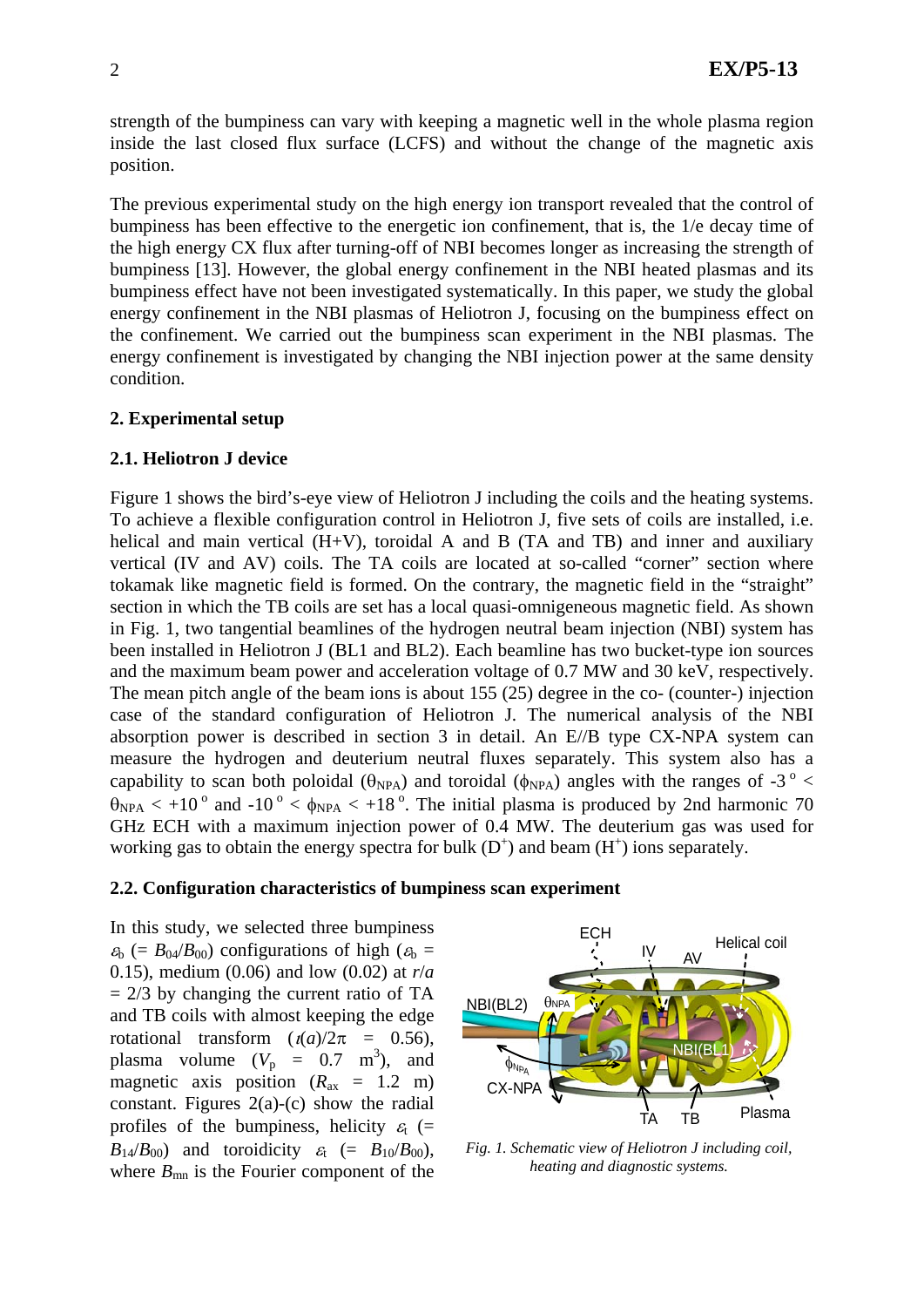strength of the bumpiness can vary with keeping a magnetic well in the whole plasma region inside the last closed flux surface (LCFS) and without the change of the magnetic axis position.

The previous experimental study on the high energy ion transport revealed that the control of bumpiness has been effective to the energetic ion confinement, that is, the 1/e decay time of the high energy CX flux after turning-off of NBI becomes longer as increasing the strength of bumpiness [13]. However, the global energy confinement in the NBI heated plasmas and its bumpiness effect have not been investigated systematically. In this paper, we study the global energy confinement in the NBI plasmas of Heliotron J, focusing on the bumpiness effect on the confinement. We carried out the bumpiness scan experiment in the NBI plasmas. The energy confinement is investigated by changing the NBI injection power at the same density condition.

## 2. Experimental setup

### 2.1. Heliotron J device

Figure 1 shows the bird's-eye view of Heliotron J including the coils and the heating systems. To achieve a flexible configuration control in Heliotron J, five sets of coils are installed, i.e. helical and main vertical (H+V), toroidal A and B (TA and TB) and inner and auxiliary vertical (IV and AV) coils. The TA coils are located at so-called "corner" section where tokamak like magnetic field is formed. On the contrary, the magnetic field in the "straight" section in which the TB coils are set has a local quasi-omnigeneous magnetic field. As shown in Fig. 1, two tangential beamlines of the hydrogen neutral beam injection (NBI) system has been installed in Heliotron J (BL1 and BL2). Each beamline has two bucket-type ion sources and the maximum beam power and acceleration voltage of 0.7 MW and 30 keV, respectively. The mean pitch angle of the beam ions is about 155 (25) degree in the co- (counter-) injection case of the standard configuration of Heliotron J. The numerical analysis of the NBI absorption power is described in section 3 in detail. An E//B type CX-NPA system can measure the hydrogen and deuterium neutral fluxes separately. This system also has a capability to scan both poloidal ($\theta_{NPA}$) and toroidal ($\phi_{NPA}$) angles with the ranges of $-3^{\circ} < \theta_{NPA} < +10^{\circ}$ and $-10^{\circ} < \phi_{NPA} < +18^{\circ}$. The initial plasma is produced by 2nd harmonic 70 GHz ECH with a maximum injection power of 0.4 MW. The deuterium gas was used for working gas to obtain the energy spectra for bulk ($D^+$) and beam ($H^+$) ions separately.

### 2.2. Configuration characteristics of bumpiness scan experiment

In this study, we selected three bumpiness $\varepsilon_b$ (= $B_{04}/B_{00}$) configurations of high ($\varepsilon_b$ = 0.15), medium (0.06) and low (0.02) at $r/a$ = 2/3 by changing the current ratio of TA and TB coils with almost keeping the edge rotational transform ($\iota(a)/2\pi$ = 0.56), plasma volume ($V_p$ = 0.7 m$^3$), and magnetic axis position ($R_{ax}$ = 1.2 m) constant. Figures 2(a)-(c) show the radial profiles of the bumpiness, helicity $\varepsilon_t$ (= $B_{14}/B_{00}$) and toroidicity $\varepsilon_t$ (= $B_{10}/B_{00}$), where $B_{mn}$ is the Fourier component of the

*Fig. 1. Schematic view of Heliotron J including coil, heating and diagnostic systems.*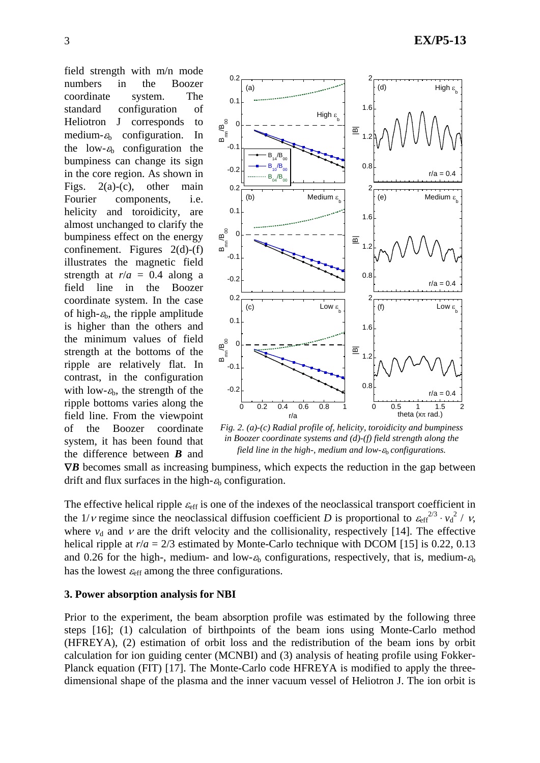field strength with m/n mode numbers in the Boozer coordinate system. The standard configuration of Heliotron J corresponds to medium-$\varepsilon_b$ configuration. In the low-$\varepsilon_b$ configuration the bumpiness can change its sign in the core region. As shown in Figs. 2(a)-(c), other main Fourier components, i.e. helicity and toroidicity, are almost unchanged to clarify the bumpiness effect on the energy confinement. Figures 2(d)-(f) illustrates the magnetic field strength at $r/a$ = 0.4 along a field line in the Boozer coordinate system. In the case of high-$\varepsilon_b$, the ripple amplitude is higher than the others and the minimum values of field strength at the bottoms of the ripple are relatively flat. In contrast, in the configuration with low-$\varepsilon_b$, the strength of the ripple bottoms varies along the field line. From the viewpoint of the Boozer coordinate system, it has been found that the difference between $\boldsymbol{B}$ and $\nabla \boldsymbol{B}$ becomes small as increasing bumpiness, which expects the reduction in the gap between drift and flux surfaces in the high-$\varepsilon_b$ configuration.

*Fig. 2. (a)-(c) Radial profile of, helicity, toroidicity and bumpiness in Boozer coordinate systems and (d)-(f) field strength along the field line in the high-, medium and low-$\varepsilon_b$ configurations.*

The effective helical ripple $\varepsilon_{\mathrm{eff}}$ is one of the indexes of the neoclassical transport coefficient in the $1/\nu$ regime since the neoclassical diffusion coefficient $D$ is proportional to $\varepsilon_{\mathrm{eff}}^{2/3} \cdot v_d^2 / \nu$, where $v_d$ and $\nu$ are the drift velocity and the collisionality, respectively [14]. The effective helical ripple at $r/a$ = 2/3 estimated by Monte-Carlo technique with DCOM [15] is 0.22, 0.13 and 0.26 for the high-, medium- and low-$\varepsilon_b$ configurations, respectively, that is, medium-$\varepsilon_b$ has the lowest $\varepsilon_{\mathrm{eff}}$ among the three configurations.

### 3. Power absorption analysis for NBI

Prior to the experiment, the beam absorption profile was estimated by the following three steps [16]; (1) calculation of birthpoints of the beam ions using Monte-Carlo method (HFREYA), (2) estimation of orbit loss and the redistribution of the beam ions by orbit calculation for ion guiding center (MCNBI) and (3) analysis of heating profile using Fokker-Planck equation (FIT) [17]. The Monte-Carlo code HFREYA is modified to apply the three-dimensional shape of the plasma and the inner vacuum vessel of Heliotron J. The ion orbit is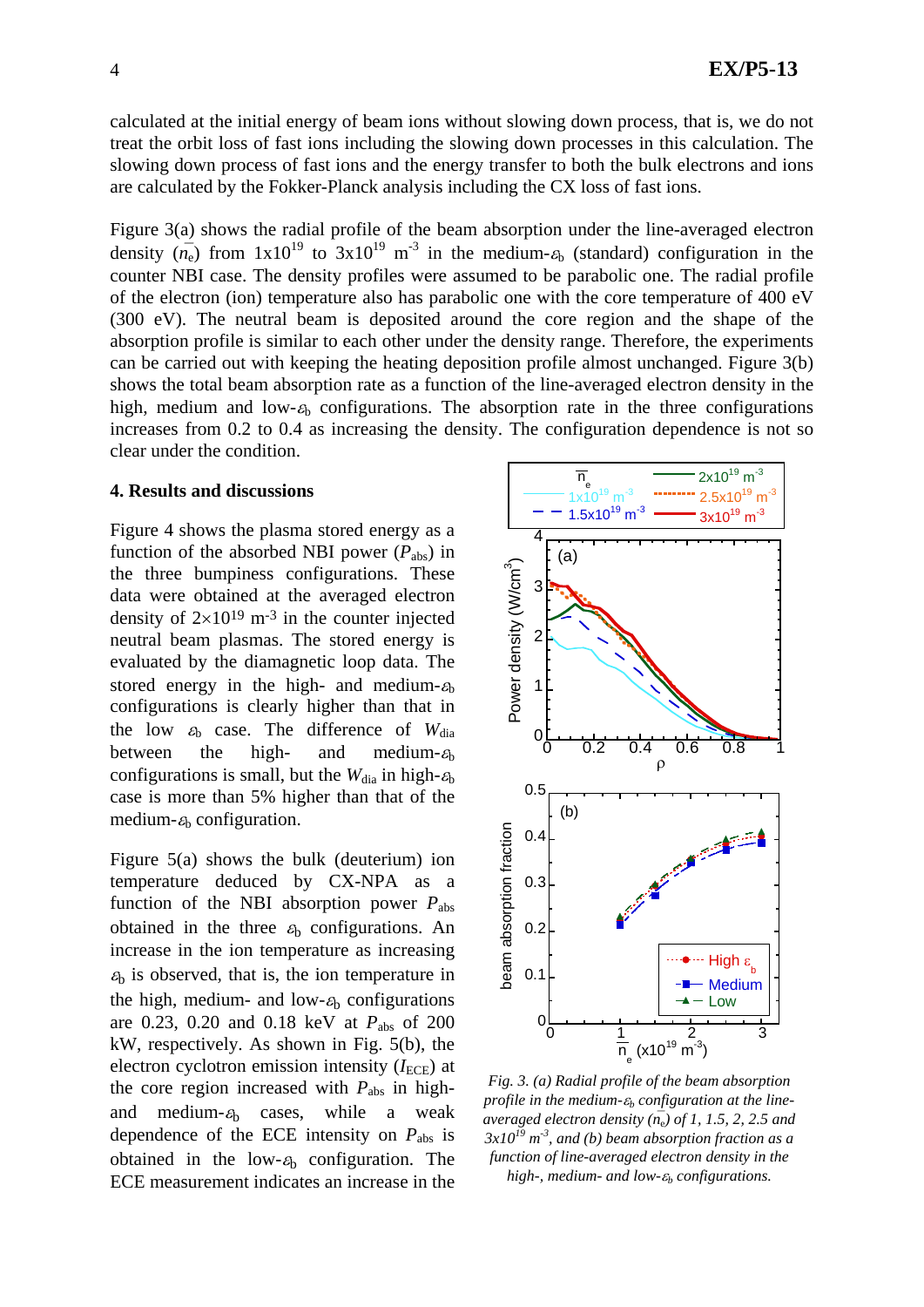calculated at the initial energy of beam ions without slowing down process, that is, we do not treat the orbit loss of fast ions including the slowing down processes in this calculation. The slowing down process of fast ions and the energy transfer to both the bulk electrons and ions are calculated by the Fokker-Planck analysis including the CX loss of fast ions.

Figure 3(a) shows the radial profile of the beam absorption under the line-averaged electron density ($\bar{n}_e$) from $1\times10^{19}$ to $3\times10^{19}$ m$^{-3}$ in the medium-$\varepsilon_b$ (standard) configuration in the counter NBI case. The density profiles were assumed to be parabolic one. The radial profile of the electron (ion) temperature also has parabolic one with the core temperature of 400 eV (300 eV). The neutral beam is deposited around the core region and the shape of the absorption profile is similar to each other under the density range. Therefore, the experiments can be carried out with keeping the heating deposition profile almost unchanged. Figure 3(b) shows the total beam absorption rate as a function of the line-averaged electron density in the high, medium and low-$\varepsilon_b$ configurations. The absorption rate in the three configurations increases from 0.2 to 0.4 as increasing the density. The configuration dependence is not so clear under the condition.

## 4. Results and discussions

Figure 4 shows the plasma stored energy as a function of the absorbed NBI power ($P_{abs}$) in the three bumpiness configurations. These data were obtained at the averaged electron density of $2\times10^{19}$ m$^{-3}$ in the counter injected neutral beam plasmas. The stored energy is evaluated by the diamagnetic loop data. The stored energy in the high- and medium-$\varepsilon_b$ configurations is clearly higher than that in the low $\varepsilon_b$ case. The difference of $W_{dia}$ between the high- and medium-$\varepsilon_b$ configurations is small, but the $W_{dia}$ in high-$\varepsilon_b$ case is more than 5% higher than that of the medium-$\varepsilon_b$ configuration.

Figure 5(a) shows the bulk (deuterium) ion temperature deduced by CX-NPA as a function of the NBI absorption power $P_{abs}$ obtained in the three $\varepsilon_b$ configurations. An increase in the ion temperature as increasing $\varepsilon_b$ is observed, that is, the ion temperature in the high, medium- and low-$\varepsilon_b$ configurations are 0.23, 0.20 and 0.18 keV at $P_{abs}$ of 200 kW, respectively. As shown in Fig. 5(b), the electron cyclotron emission intensity ($I_{ECE}$) at the core region increased with $P_{abs}$ in high- and medium-$\varepsilon_b$ cases, while a weak dependence of the ECE intensity on $P_{abs}$ is obtained in the low-$\varepsilon_b$ configuration. The ECE measurement indicates an increase in the

*Fig. 3. (a) Radial profile of the beam absorption profile in the medium-$\varepsilon_b$ configuration at the line-averaged electron density ($\bar{n}_e$) of 1, 1.5, 2, 2.5 and $3\times10^{19}$ m$^{-3}$, and (b) beam absorption fraction as a function of line-averaged electron density in the high-, medium- and low-$\varepsilon_b$ configurations.*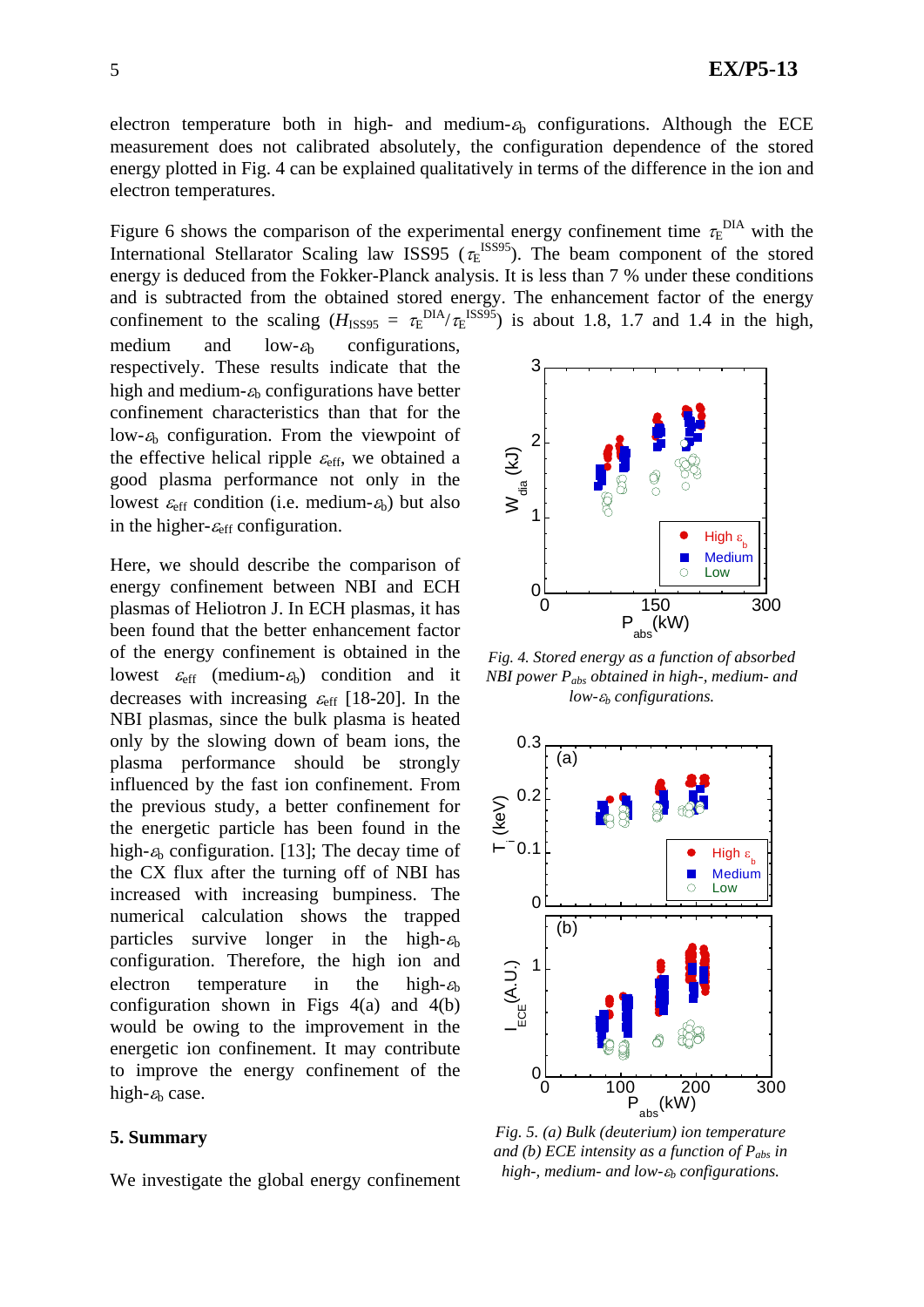electron temperature both in high- and medium-$\varepsilon_b$ configurations. Although the ECE measurement does not calibrated absolutely, the configuration dependence of the stored energy plotted in Fig. 4 can be explained qualitatively in terms of the difference in the ion and electron temperatures.

Figure 6 shows the comparison of the experimental energy confinement time $\tau_E^{DIA}$ with the International Stellarator Scaling law ISS95 ($\tau_E^{ISS95}$). The beam component of the stored energy is deduced from the Fokker-Planck analysis. It is less than 7 % under these conditions and is subtracted from the obtained stored energy. The enhancement factor of the energy confinement to the scaling ($H_{ISS95} = \tau_E^{DIA}/\tau_E^{ISS95}$) is about 1.8, 1.7 and 1.4 in the high, medium and low-$\varepsilon_b$ configurations, respectively. These results indicate that the high and medium-$\varepsilon_b$ configurations have better confinement characteristics than that for the low-$\varepsilon_b$ configuration. From the viewpoint of the effective helical ripple $\varepsilon_{eff}$, we obtained a good plasma performance not only in the lowest $\varepsilon_{eff}$ condition (i.e. medium-$\varepsilon_b$) but also in the higher-$\varepsilon_{eff}$ configuration.

*Fig. 4. Stored energy as a function of absorbed NBI power $P_{abs}$ obtained in high-, medium- and low-$\varepsilon_b$ configurations.*

Here, we should describe the comparison of energy confinement between NBI and ECH plasmas of Heliotron J. In ECH plasmas, it has been found that the better enhancement factor of the energy confinement is obtained in the lowest $\varepsilon_{eff}$ (medium-$\varepsilon_b$) condition and it decreases with increasing $\varepsilon_{eff}$ [18-20]. In the NBI plasmas, since the bulk plasma is heated only by the slowing down of beam ions, the plasma performance should be strongly influenced by the fast ion confinement. From the previous study, a better confinement for the energetic particle has been found in the high-$\varepsilon_b$ configuration. [13]; The decay time of the CX flux after the turning off of NBI has increased with increasing bumpiness. The numerical calculation shows the trapped particles survive longer in the high-$\varepsilon_b$ configuration. Therefore, the high ion and electron temperature in the high-$\varepsilon_b$ configuration shown in Figs 4(a) and 4(b) would be owing to the improvement in the energetic ion confinement. It may contribute to improve the energy confinement of the high-$\varepsilon_b$ case.

*Fig. 5. (a) Bulk (deuterium) ion temperature and (b) ECE intensity as a function of $P_{abs}$ in high-, medium- and low-$\varepsilon_b$ configurations.*

## 5. Summary

We investigate the global energy confinement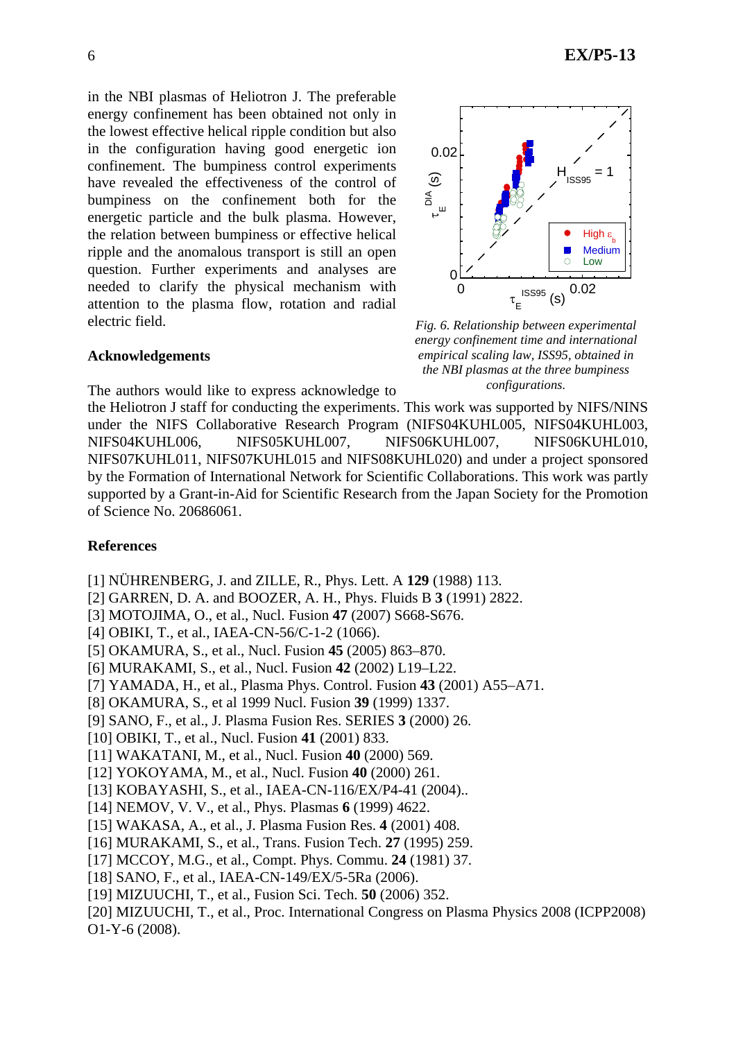in the NBI plasmas of Heliotron J. The preferable energy confinement has been obtained not only in the lowest effective helical ripple condition but also in the configuration having good energetic ion confinement. The bumpiness control experiments have revealed the effectiveness of the control of bumpiness on the confinement both for the energetic particle and the bulk plasma. However, the relation between bumpiness or effective helical ripple and the anomalous transport is still an open question. Further experiments and analyses are needed to clarify the physical mechanism with attention to the plasma flow, rotation and radial electric field.

0.02
$\tau_E^{DIA}$ (s)
0
0
$\tau_E^{ISS95}$ (s)
0.02
$H_{ISS95}$ = 1
High $\epsilon_b$
Medium
Low

*Fig. 6. Relationship between experimental energy confinement time and international empirical scaling law, ISS95, obtained in the NBI plasmas at the three bumpiness configurations.*

## Acknowledgements

The authors would like to express acknowledge to the Heliotron J staff for conducting the experiments. This work was supported by NIFS/NINS under the NIFS Collaborative Research Program (NIFS04KUHL005, NIFS04KUHL003, NIFS04KUHL006, NIFS05KUHL007, NIFS06KUHL007, NIFS06KUHL010, NIFS07KUHL011, NIFS07KUHL015 and NIFS08KUHL020) and under a project sponsored by the Formation of International Network for Scientific Collaborations. This work was partly supported by a Grant-in-Aid for Scientific Research from the Japan Society for the Promotion of Science No. 20686061.

## References

[1] NÜHRENBERG, J. and ZILLE, R., Phys. Lett. A **129** (1988) 113.
[2] GARREN, D. A. and BOOZER, A. H., Phys. Fluids B **3** (1991) 2822.
[3] MOTOJIMA, O., et al., Nucl. Fusion **47** (2007) S668-S676.
[4] OBIKI, T., et al., IAEA-CN-56/C-1-2 (1066).
[5] OKAMURA, S., et al., Nucl. Fusion **45** (2005) 863–870.
[6] MURAKAMI, S., et al., Nucl. Fusion **42** (2002) L19–L22.
[7] YAMADA, H., et al., Plasma Phys. Control. Fusion **43** (2001) A55–A71.
[8] OKAMURA, S., et al 1999 Nucl. Fusion **39** (1999) 1337.
[9] SANO, F., et al., J. Plasma Fusion Res. SERIES **3** (2000) 26.
[10] OBIKI, T., et al., Nucl. Fusion **41** (2001) 833.
[11] WAKATANI, M., et al., Nucl. Fusion **40** (2000) 569.
[12] YOKOYAMA, M., et al., Nucl. Fusion **40** (2000) 261.
[13] KOBAYASHI, S., et al., IAEA-CN-116/EX/P4-41 (2004)..
[14] NEMOV, V. V., et al., Phys. Plasmas **6** (1999) 4622.
[15] WAKASA, A., et al., J. Plasma Fusion Res. **4** (2001) 408.
[16] MURAKAMI, S., et al., Trans. Fusion Tech. **27** (1995) 259.
[17] MCCOY, M.G., et al., Compt. Phys. Commu. **24** (1981) 37.
[18] SANO, F., et al., IAEA-CN-149/EX/5-5Ra (2006).
[19] MIZUUCHI, T., et al., Fusion Sci. Tech. **50** (2006) 352.
[20] MIZUUCHI, T., et al., Proc. International Congress on Plasma Physics 2008 (ICPP2008) O1-Y-6 (2008).